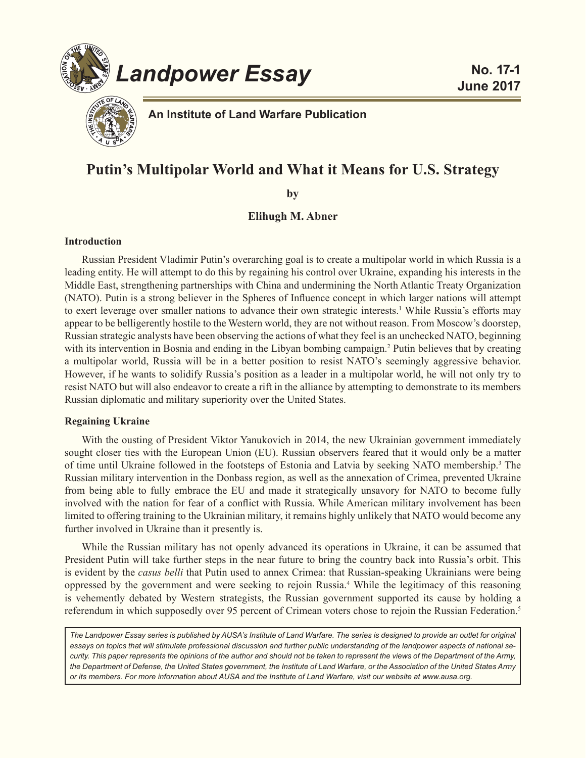# Landpower Essay

**No. 17-1**
**June 2017**

**An Institute of Land Warfare Publication**

## Putin's Multipolar World and What it Means for U.S. Strategy

**by**

**Elihugh M. Abner**

### Introduction

Russian President Vladimir Putin's overarching goal is to create a multipolar world in which Russia is a leading entity. He will attempt to do this by regaining his control over Ukraine, expanding his interests in the Middle East, strengthening partnerships with China and undermining the North Atlantic Treaty Organization (NATO). Putin is a strong believer in the Spheres of Influence concept in which larger nations will attempt to exert leverage over smaller nations to advance their own strategic interests.[1] While Russia's efforts may appear to be belligerently hostile to the Western world, they are not without reason. From Moscow's doorstep, Russian strategic analysts have been observing the actions of what they feel is an unchecked NATO, beginning with its intervention in Bosnia and ending in the Libyan bombing campaign.[2] Putin believes that by creating a multipolar world, Russia will be in a better position to resist NATO's seemingly aggressive behavior. However, if he wants to solidify Russia's position as a leader in a multipolar world, he will not only try to resist NATO but will also endeavor to create a rift in the alliance by attempting to demonstrate to its members Russian diplomatic and military superiority over the United States.

### Regaining Ukraine

With the ousting of President Viktor Yanukovich in 2014, the new Ukrainian government immediately sought closer ties with the European Union (EU). Russian observers feared that it would only be a matter of time until Ukraine followed in the footsteps of Estonia and Latvia by seeking NATO membership.[3] The Russian military intervention in the Donbass region, as well as the annexation of Crimea, prevented Ukraine from being able to fully embrace the EU and made it strategically unsavory for NATO to become fully involved with the nation for fear of a conflict with Russia. While American military involvement has been limited to offering training to the Ukrainian military, it remains highly unlikely that NATO would become any further involved in Ukraine than it presently is.

While the Russian military has not openly advanced its operations in Ukraine, it can be assumed that President Putin will take further steps in the near future to bring the country back into Russia's orbit. This is evident by the *casus belli* that Putin used to annex Crimea: that Russian-speaking Ukrainians were being oppressed by the government and were seeking to rejoin Russia.[4] While the legitimacy of this reasoning is vehemently debated by Western strategists, the Russian government supported its cause by holding a referendum in which supposedly over 95 percent of Crimean voters chose to rejoin the Russian Federation.[5]

*The Landpower Essay series is published by AUSA's Institute of Land Warfare. The series is designed to provide an outlet for original essays on topics that will stimulate professional discussion and further public understanding of the landpower aspects of national security. This paper represents the opinions of the author and should not be taken to represent the views of the Department of the Army, the Department of Defense, the United States government, the Institute of Land Warfare, or the Association of the United States Army or its members. For more information about AUSA and the Institute of Land Warfare, visit our website at www.ausa.org.*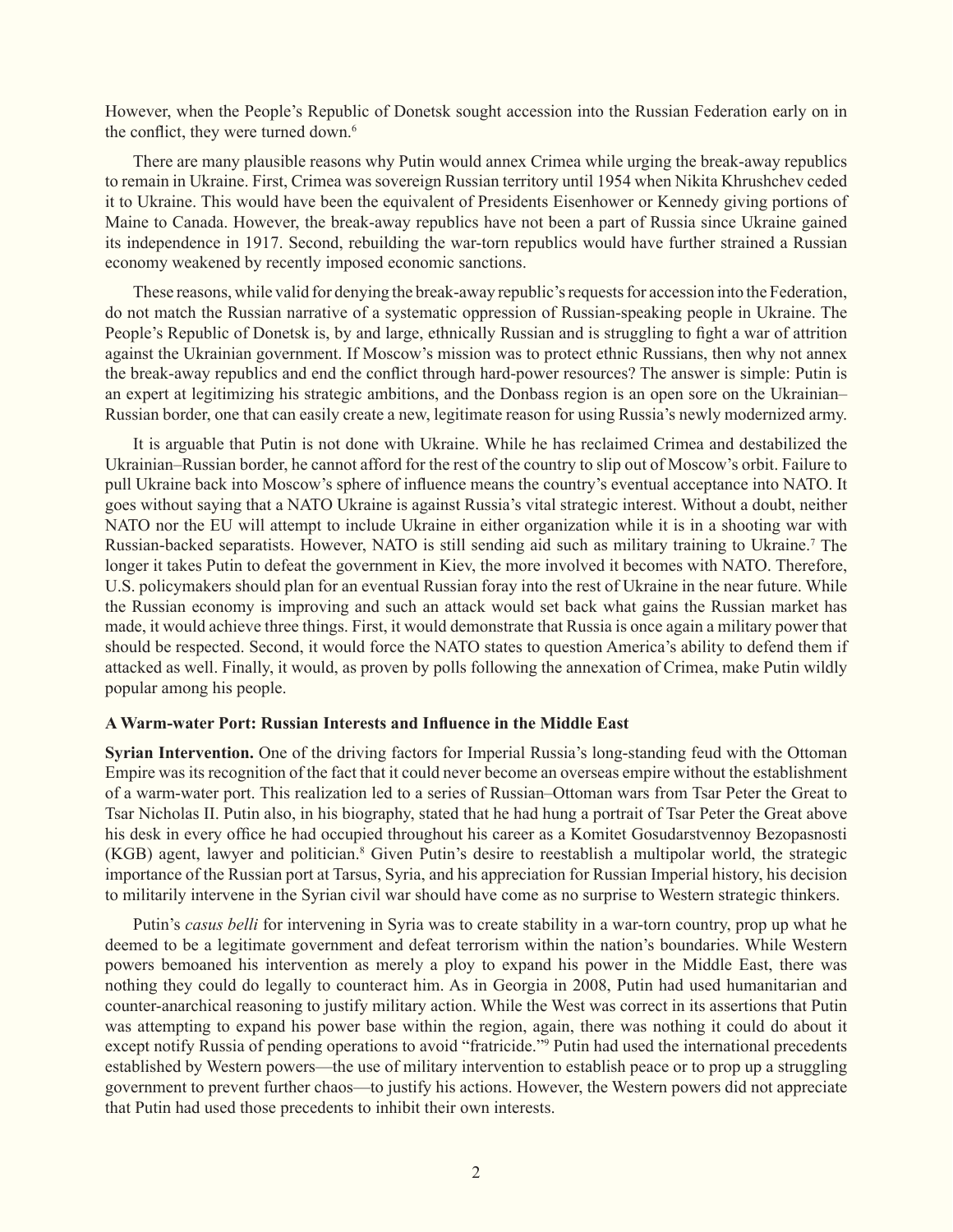However, when the People's Republic of Donetsk sought accession into the Russian Federation early on in the conflict, they were turned down.[6]

There are many plausible reasons why Putin would annex Crimea while urging the break-away republics to remain in Ukraine. First, Crimea was sovereign Russian territory until 1954 when Nikita Khrushchev ceded it to Ukraine. This would have been the equivalent of Presidents Eisenhower or Kennedy giving portions of Maine to Canada. However, the break-away republics have not been a part of Russia since Ukraine gained its independence in 1917. Second, rebuilding the war-torn republics would have further strained a Russian economy weakened by recently imposed economic sanctions.

These reasons, while valid for denying the break-away republic's requests for accession into the Federation, do not match the Russian narrative of a systematic oppression of Russian-speaking people in Ukraine. The People's Republic of Donetsk is, by and large, ethnically Russian and is struggling to fight a war of attrition against the Ukrainian government. If Moscow's mission was to protect ethnic Russians, then why not annex the break-away republics and end the conflict through hard-power resources? The answer is simple: Putin is an expert at legitimizing his strategic ambitions, and the Donbass region is an open sore on the Ukrainian–Russian border, one that can easily create a new, legitimate reason for using Russia's newly modernized army.

It is arguable that Putin is not done with Ukraine. While he has reclaimed Crimea and destabilized the Ukrainian–Russian border, he cannot afford for the rest of the country to slip out of Moscow's orbit. Failure to pull Ukraine back into Moscow's sphere of influence means the country's eventual acceptance into NATO. It goes without saying that a NATO Ukraine is against Russia's vital strategic interest. Without a doubt, neither NATO nor the EU will attempt to include Ukraine in either organization while it is in a shooting war with Russian-backed separatists. However, NATO is still sending aid such as military training to Ukraine.[7] The longer it takes Putin to defeat the government in Kiev, the more involved it becomes with NATO. Therefore, U.S. policymakers should plan for an eventual Russian foray into the rest of Ukraine in the near future. While the Russian economy is improving and such an attack would set back what gains the Russian market has made, it would achieve three things. First, it would demonstrate that Russia is once again a military power that should be respected. Second, it would force the NATO states to question America's ability to defend them if attacked as well. Finally, it would, as proven by polls following the annexation of Crimea, make Putin wildly popular among his people.

### A Warm-water Port: Russian Interests and Influence in the Middle East

**Syrian Intervention.** One of the driving factors for Imperial Russia's long-standing feud with the Ottoman Empire was its recognition of the fact that it could never become an overseas empire without the establishment of a warm-water port. This realization led to a series of Russian–Ottoman wars from Tsar Peter the Great to Tsar Nicholas II. Putin also, in his biography, stated that he had hung a portrait of Tsar Peter the Great above his desk in every office he had occupied throughout his career as a Komitet Gosudarstvennoy Bezopasnosti (KGB) agent, lawyer and politician.[8] Given Putin's desire to reestablish a multipolar world, the strategic importance of the Russian port at Tarsus, Syria, and his appreciation for Russian Imperial history, his decision to militarily intervene in the Syrian civil war should have come as no surprise to Western strategic thinkers.

Putin's *casus belli* for intervening in Syria was to create stability in a war-torn country, prop up what he deemed to be a legitimate government and defeat terrorism within the nation's boundaries. While Western powers bemoaned his intervention as merely a ploy to expand his power in the Middle East, there was nothing they could do legally to counteract him. As in Georgia in 2008, Putin had used humanitarian and counter-anarchical reasoning to justify military action. While the West was correct in its assertions that Putin was attempting to expand his power base within the region, again, there was nothing it could do about it except notify Russia of pending operations to avoid "fratricide."[9] Putin had used the international precedents established by Western powers—the use of military intervention to establish peace or to prop up a struggling government to prevent further chaos—to justify his actions. However, the Western powers did not appreciate that Putin had used those precedents to inhibit their own interests.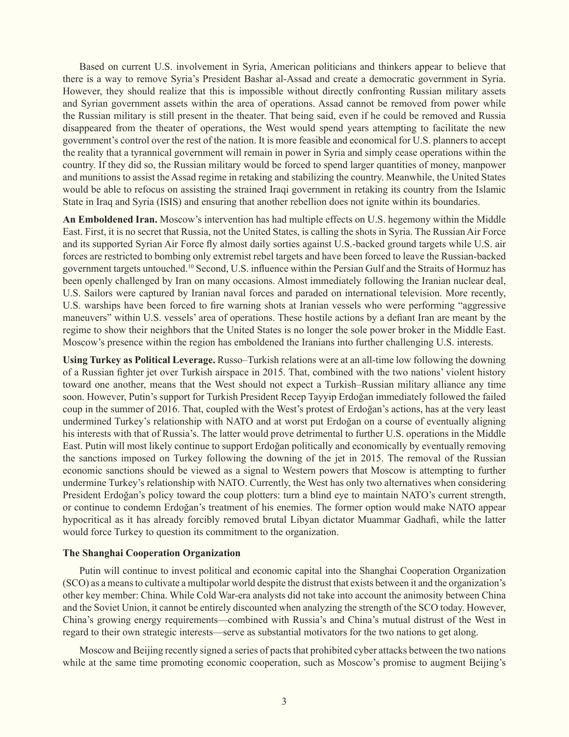Based on current U.S. involvement in Syria, American politicians and thinkers appear to believe that there is a way to remove Syria's President Bashar al-Assad and create a democratic government in Syria. However, they should realize that this is impossible without directly confronting Russian military assets and Syrian government assets within the area of operations. Assad cannot be removed from power while the Russian military is still present in the theater. That being said, even if he could be removed and Russia disappeared from the theater of operations, the West would spend years attempting to facilitate the new government's control over the rest of the nation. It is more feasible and economical for U.S. planners to accept the reality that a tyrannical government will remain in power in Syria and simply cease operations within the country. If they did so, the Russian military would be forced to spend larger quantities of money, manpower and munitions to assist the Assad regime in retaking and stabilizing the country. Meanwhile, the United States would be able to refocus on assisting the strained Iraqi government in retaking its country from the Islamic State in Iraq and Syria (ISIS) and ensuring that another rebellion does not ignite within its boundaries.

**An Emboldened Iran.** Moscow's intervention has had multiple effects on U.S. hegemony within the Middle East. First, it is no secret that Russia, not the United States, is calling the shots in Syria. The Russian Air Force and its supported Syrian Air Force fly almost daily sorties against U.S.-backed ground targets while U.S. air forces are restricted to bombing only extremist rebel targets and have been forced to leave the Russian-backed government targets untouched.[10] Second, U.S. influence within the Persian Gulf and the Straits of Hormuz has been openly challenged by Iran on many occasions. Almost immediately following the Iranian nuclear deal, U.S. Sailors were captured by Iranian naval forces and paraded on international television. More recently, U.S. warships have been forced to fire warning shots at Iranian vessels who were performing "aggressive maneuvers" within U.S. vessels' area of operations. These hostile actions by a defiant Iran are meant by the regime to show their neighbors that the United States is no longer the sole power broker in the Middle East. Moscow's presence within the region has emboldened the Iranians into further challenging U.S. interests.

**Using Turkey as Political Leverage.** Russo–Turkish relations were at an all-time low following the downing of a Russian fighter jet over Turkish airspace in 2015. That, combined with the two nations' violent history toward one another, means that the West should not expect a Turkish–Russian military alliance any time soon. However, Putin's support for Turkish President Recep Tayyip Erdoğan immediately followed the failed coup in the summer of 2016. That, coupled with the West's protest of Erdoğan's actions, has at the very least undermined Turkey's relationship with NATO and at worst put Erdoğan on a course of eventually aligning his interests with that of Russia's. The latter would prove detrimental to further U.S. operations in the Middle East. Putin will most likely continue to support Erdoğan politically and economically by eventually removing the sanctions imposed on Turkey following the downing of the jet in 2015. The removal of the Russian economic sanctions should be viewed as a signal to Western powers that Moscow is attempting to further undermine Turkey's relationship with NATO. Currently, the West has only two alternatives when considering President Erdoğan's policy toward the coup plotters: turn a blind eye to maintain NATO's current strength, or continue to condemn Erdoğan's treatment of his enemies. The former option would make NATO appear hypocritical as it has already forcibly removed brutal Libyan dictator Muammar Gadhafi, while the latter would force Turkey to question its commitment to the organization.

### The Shanghai Cooperation Organization

Putin will continue to invest political and economic capital into the Shanghai Cooperation Organization (SCO) as a means to cultivate a multipolar world despite the distrust that exists between it and the organization's other key member: China. While Cold War-era analysts did not take into account the animosity between China and the Soviet Union, it cannot be entirely discounted when analyzing the strength of the SCO today. However, China's growing energy requirements—combined with Russia's and China's mutual distrust of the West in regard to their own strategic interests—serve as substantial motivators for the two nations to get along.

Moscow and Beijing recently signed a series of pacts that prohibited cyber attacks between the two nations while at the same time promoting economic cooperation, such as Moscow's promise to augment Beijing's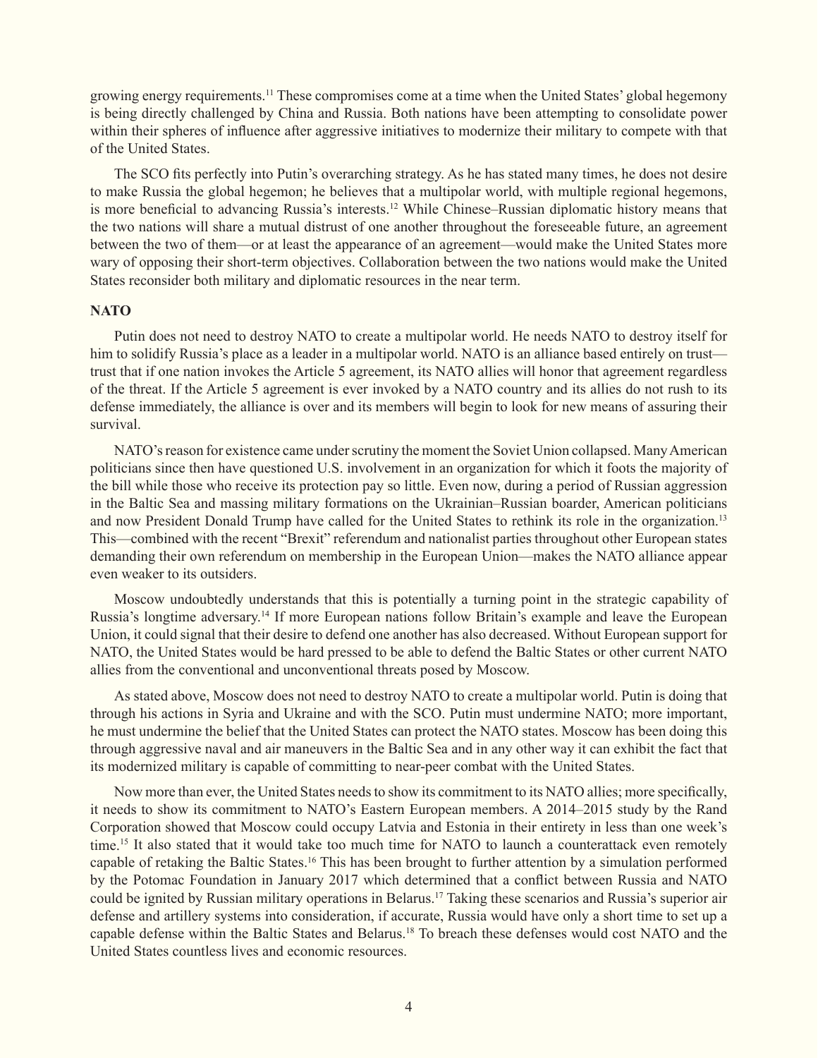growing energy requirements.[11] These compromises come at a time when the United States' global hegemony is being directly challenged by China and Russia. Both nations have been attempting to consolidate power within their spheres of influence after aggressive initiatives to modernize their military to compete with that of the United States.

The SCO fits perfectly into Putin's overarching strategy. As he has stated many times, he does not desire to make Russia the global hegemon; he believes that a multipolar world, with multiple regional hegemons, is more beneficial to advancing Russia's interests.[12] While Chinese–Russian diplomatic history means that the two nations will share a mutual distrust of one another throughout the foreseeable future, an agreement between the two of them—or at least the appearance of an agreement—would make the United States more wary of opposing their short-term objectives. Collaboration between the two nations would make the United States reconsider both military and diplomatic resources in the near term.

**NATO**

Putin does not need to destroy NATO to create a multipolar world. He needs NATO to destroy itself for him to solidify Russia's place as a leader in a multipolar world. NATO is an alliance based entirely on trust—trust that if one nation invokes the Article 5 agreement, its NATO allies will honor that agreement regardless of the threat. If the Article 5 agreement is ever invoked by a NATO country and its allies do not rush to its defense immediately, the alliance is over and its members will begin to look for new means of assuring their survival.

NATO's reason for existence came under scrutiny the moment the Soviet Union collapsed. Many American politicians since then have questioned U.S. involvement in an organization for which it foots the majority of the bill while those who receive its protection pay so little. Even now, during a period of Russian aggression in the Baltic Sea and massing military formations on the Ukrainian–Russian boarder, American politicians and now President Donald Trump have called for the United States to rethink its role in the organization.[13] This—combined with the recent "Brexit" referendum and nationalist parties throughout other European states demanding their own referendum on membership in the European Union—makes the NATO alliance appear even weaker to its outsiders.

Moscow undoubtedly understands that this is potentially a turning point in the strategic capability of Russia's longtime adversary.[14] If more European nations follow Britain's example and leave the European Union, it could signal that their desire to defend one another has also decreased. Without European support for NATO, the United States would be hard pressed to be able to defend the Baltic States or other current NATO allies from the conventional and unconventional threats posed by Moscow.

As stated above, Moscow does not need to destroy NATO to create a multipolar world. Putin is doing that through his actions in Syria and Ukraine and with the SCO. Putin must undermine NATO; more important, he must undermine the belief that the United States can protect the NATO states. Moscow has been doing this through aggressive naval and air maneuvers in the Baltic Sea and in any other way it can exhibit the fact that its modernized military is capable of committing to near-peer combat with the United States.

Now more than ever, the United States needs to show its commitment to its NATO allies; more specifically, it needs to show its commitment to NATO's Eastern European members. A 2014–2015 study by the Rand Corporation showed that Moscow could occupy Latvia and Estonia in their entirety in less than one week's time.[15] It also stated that it would take too much time for NATO to launch a counterattack even remotely capable of retaking the Baltic States.[16] This has been brought to further attention by a simulation performed by the Potomac Foundation in January 2017 which determined that a conflict between Russia and NATO could be ignited by Russian military operations in Belarus.[17] Taking these scenarios and Russia's superior air defense and artillery systems into consideration, if accurate, Russia would have only a short time to set up a capable defense within the Baltic States and Belarus.[18] To breach these defenses would cost NATO and the United States countless lives and economic resources.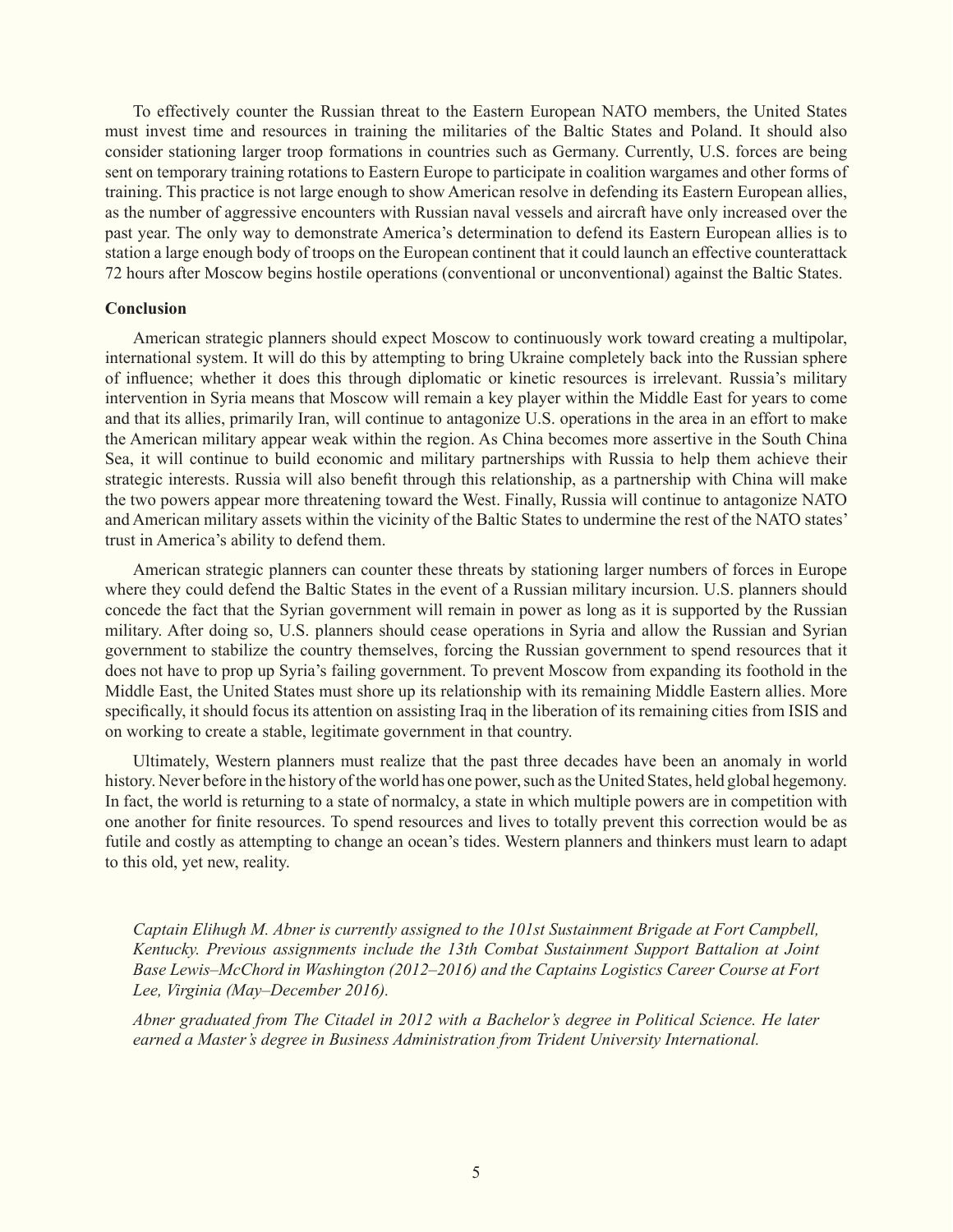To effectively counter the Russian threat to the Eastern European NATO members, the United States must invest time and resources in training the militaries of the Baltic States and Poland. It should also consider stationing larger troop formations in countries such as Germany. Currently, U.S. forces are being sent on temporary training rotations to Eastern Europe to participate in coalition wargames and other forms of training. This practice is not large enough to show American resolve in defending its Eastern European allies, as the number of aggressive encounters with Russian naval vessels and aircraft have only increased over the past year. The only way to demonstrate America's determination to defend its Eastern European allies is to station a large enough body of troops on the European continent that it could launch an effective counterattack 72 hours after Moscow begins hostile operations (conventional or unconventional) against the Baltic States.

**Conclusion**

American strategic planners should expect Moscow to continuously work toward creating a multipolar, international system. It will do this by attempting to bring Ukraine completely back into the Russian sphere of influence; whether it does this through diplomatic or kinetic resources is irrelevant. Russia's military intervention in Syria means that Moscow will remain a key player within the Middle East for years to come and that its allies, primarily Iran, will continue to antagonize U.S. operations in the area in an effort to make the American military appear weak within the region. As China becomes more assertive in the South China Sea, it will continue to build economic and military partnerships with Russia to help them achieve their strategic interests. Russia will also benefit through this relationship, as a partnership with China will make the two powers appear more threatening toward the West. Finally, Russia will continue to antagonize NATO and American military assets within the vicinity of the Baltic States to undermine the rest of the NATO states' trust in America's ability to defend them.

American strategic planners can counter these threats by stationing larger numbers of forces in Europe where they could defend the Baltic States in the event of a Russian military incursion. U.S. planners should concede the fact that the Syrian government will remain in power as long as it is supported by the Russian military. After doing so, U.S. planners should cease operations in Syria and allow the Russian and Syrian government to stabilize the country themselves, forcing the Russian government to spend resources that it does not have to prop up Syria's failing government. To prevent Moscow from expanding its foothold in the Middle East, the United States must shore up its relationship with its remaining Middle Eastern allies. More specifically, it should focus its attention on assisting Iraq in the liberation of its remaining cities from ISIS and on working to create a stable, legitimate government in that country.

Ultimately, Western planners must realize that the past three decades have been an anomaly in world history. Never before in the history of the world has one power, such as the United States, held global hegemony. In fact, the world is returning to a state of normalcy, a state in which multiple powers are in competition with one another for finite resources. To spend resources and lives to totally prevent this correction would be as futile and costly as attempting to change an ocean's tides. Western planners and thinkers must learn to adapt to this old, yet new, reality.

*Captain Elihugh M. Abner is currently assigned to the 101st Sustainment Brigade at Fort Campbell, Kentucky. Previous assignments include the 13th Combat Sustainment Support Battalion at Joint Base Lewis–McChord in Washington (2012–2016) and the Captains Logistics Career Course at Fort Lee, Virginia (May–December 2016).*

*Abner graduated from The Citadel in 2012 with a Bachelor's degree in Political Science. He later earned a Master's degree in Business Administration from Trident University International.*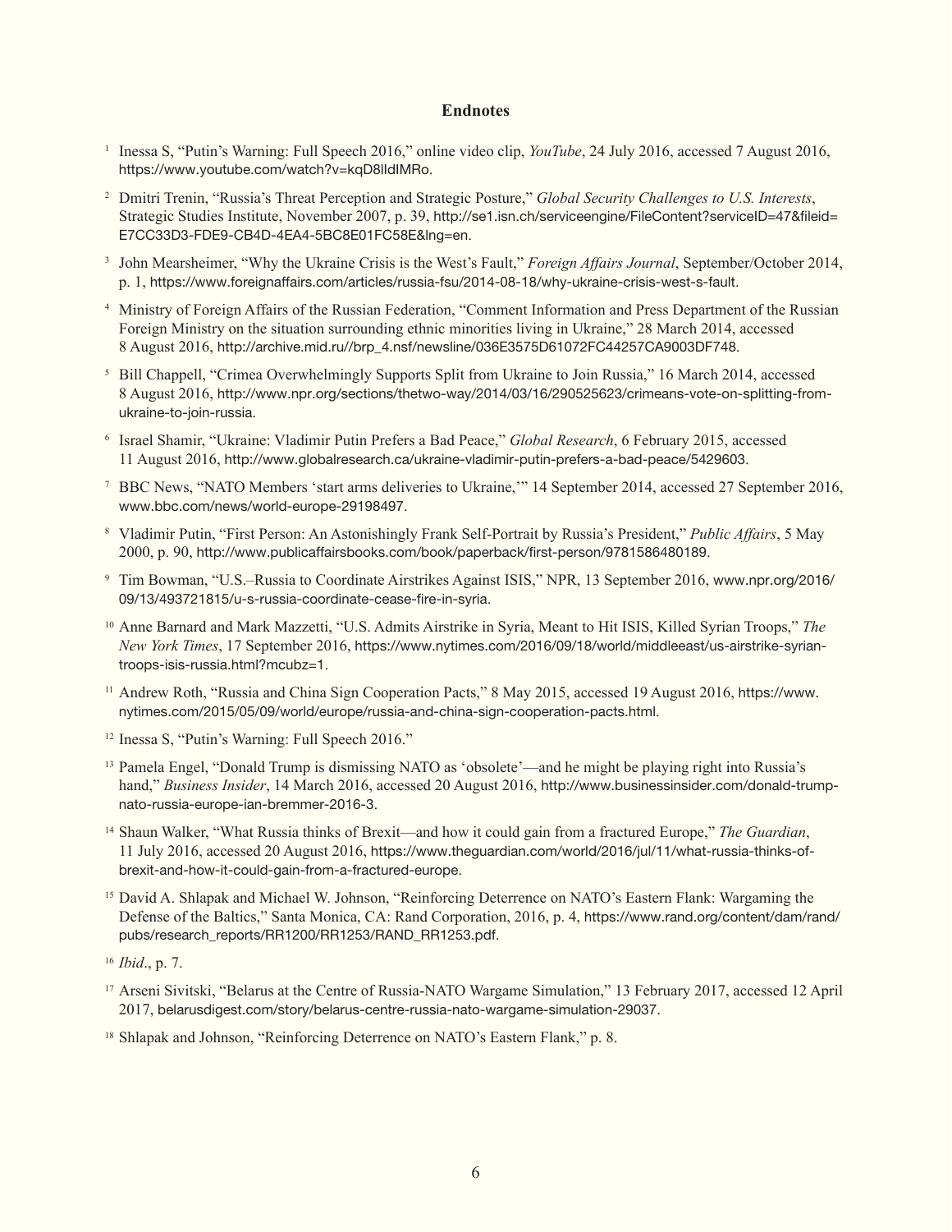## Endnotes

1. Inessa S, "Putin's Warning: Full Speech 2016," online video clip, *YouTube*, 24 July 2016, accessed 7 August 2016, https://www.youtube.com/watch?v=kqD8lIdIMRo.

2. Dmitri Trenin, "Russia's Threat Perception and Strategic Posture," *Global Security Challenges to U.S. Interests*, Strategic Studies Institute, November 2007, p. 39, http://se1.isn.ch/serviceengine/FileContent?serviceID=47&fileid=E7CC33D3-FDE9-CB4D-4EA4-5BC8E01FC58E&lng=en.

3. John Mearsheimer, "Why the Ukraine Crisis is the West's Fault," *Foreign Affairs Journal*, September/October 2014, p. 1, https://www.foreignaffairs.com/articles/russia-fsu/2014-08-18/why-ukraine-crisis-west-s-fault.

4. Ministry of Foreign Affairs of the Russian Federation, "Comment Information and Press Department of the Russian Foreign Ministry on the situation surrounding ethnic minorities living in Ukraine," 28 March 2014, accessed 8 August 2016, http://archive.mid.ru//brp_4.nsf/newsline/036E3575D61072FC44257CA9003DF748.

5. Bill Chappell, "Crimea Overwhelmingly Supports Split from Ukraine to Join Russia," 16 March 2014, accessed 8 August 2016, http://www.npr.org/sections/thetwo-way/2014/03/16/290525623/crimeans-vote-on-splitting-from-ukraine-to-join-russia.

6. Israel Shamir, "Ukraine: Vladimir Putin Prefers a Bad Peace," *Global Research*, 6 February 2015, accessed 11 August 2016, http://www.globalresearch.ca/ukraine-vladimir-putin-prefers-a-bad-peace/5429603.

7. BBC News, "NATO Members 'start arms deliveries to Ukraine,'" 14 September 2014, accessed 27 September 2016, www.bbc.com/news/world-europe-29198497.

8. Vladimir Putin, "First Person: An Astonishingly Frank Self-Portrait by Russia's President," *Public Affairs*, 5 May 2000, p. 90, http://www.publicaffairsbooks.com/book/paperback/first-person/9781586480189.

9. Tim Bowman, "U.S.–Russia to Coordinate Airstrikes Against ISIS," NPR, 13 September 2016, www.npr.org/2016/09/13/493721815/u-s-russia-coordinate-cease-fire-in-syria.

10. Anne Barnard and Mark Mazzetti, "U.S. Admits Airstrike in Syria, Meant to Hit ISIS, Killed Syrian Troops," *The New York Times*, 17 September 2016, https://www.nytimes.com/2016/09/18/world/middleeast/us-airstrike-syrian-troops-isis-russia.html?mcubz=1.

11. Andrew Roth, "Russia and China Sign Cooperation Pacts," 8 May 2015, accessed 19 August 2016, https://www.nytimes.com/2015/05/09/world/europe/russia-and-china-sign-cooperation-pacts.html.

12. Inessa S, "Putin's Warning: Full Speech 2016."

13. Pamela Engel, "Donald Trump is dismissing NATO as 'obsolete'—and he might be playing right into Russia's hand," *Business Insider*, 14 March 2016, accessed 20 August 2016, http://www.businessinsider.com/donald-trump-nato-russia-europe-ian-bremmer-2016-3.

14. Shaun Walker, "What Russia thinks of Brexit—and how it could gain from a fractured Europe," *The Guardian*, 11 July 2016, accessed 20 August 2016, https://www.theguardian.com/world/2016/jul/11/what-russia-thinks-of-brexit-and-how-it-could-gain-from-a-fractured-europe.

15. David A. Shlapak and Michael W. Johnson, "Reinforcing Deterrence on NATO's Eastern Flank: Wargaming the Defense of the Baltics," Santa Monica, CA: Rand Corporation, 2016, p. 4, https://www.rand.org/content/dam/rand/pubs/research_reports/RR1200/RR1253/RAND_RR1253.pdf.

16. *Ibid*., p. 7.

17. Arseni Sivitski, "Belarus at the Centre of Russia-NATO Wargame Simulation," 13 February 2017, accessed 12 April 2017, belarusdigest.com/story/belarus-centre-russia-nato-wargame-simulation-29037.

18. Shlapak and Johnson, "Reinforcing Deterrence on NATO's Eastern Flank," p. 8.